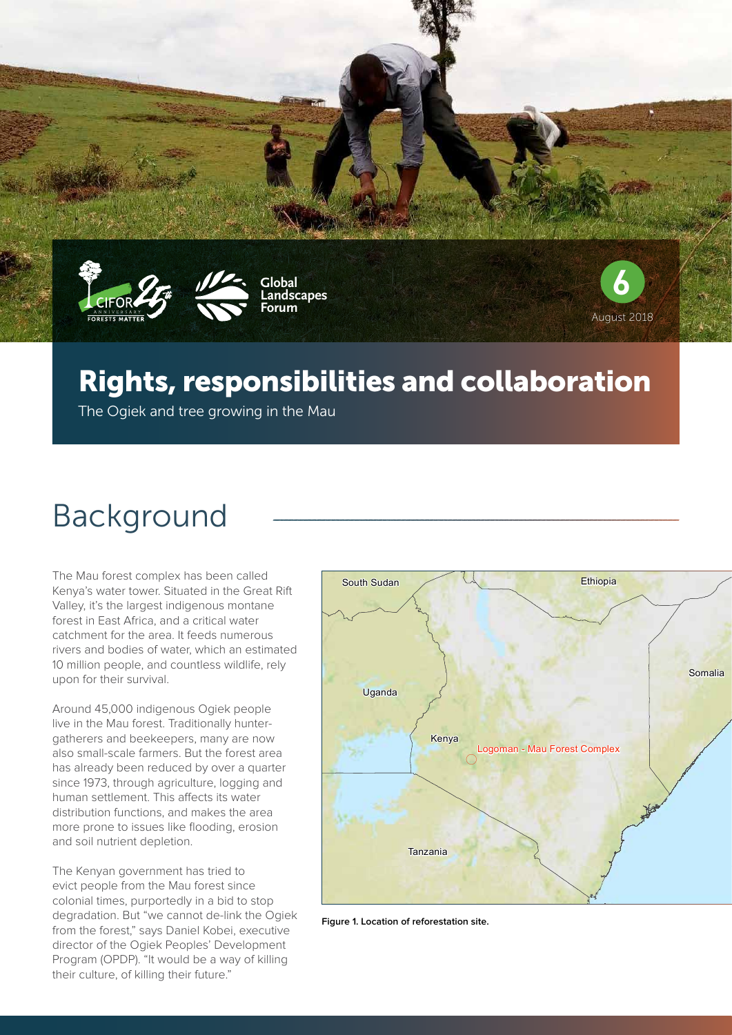# Rights, responsibilities and collaboration

The Ogiek and tree growing in the Mau

August 2018

## Background

The Mau forest complex has been called Kenya's water tower. Situated in the Great Rift Valley, it's the largest indigenous montane forest in East Africa, and a critical water catchment for the area. It feeds numerous rivers and bodies of water, which an estimated 10 million people, and countless wildlife, rely upon for their survival.

Around 45,000 indigenous Ogiek people live in the Mau forest. Traditionally hunter-gatherers and beekeepers, many are now also small-scale farmers. But the forest area has already been reduced by over a quarter since 1973, through agriculture, logging and human settlement. This affects its water distribution functions, and makes the area more prone to issues like flooding, erosion and soil nutrient depletion.

The Kenyan government has tried to evict people from the Mau forest since colonial times, purportedly in a bid to stop degradation. But "we cannot de-link the Ogiek from the forest," says Daniel Kobei, executive director of the Ogiek Peoples' Development Program (OPDP). "It would be a way of killing their culture, of killing their future."

**Figure 1. Location of reforestation site.**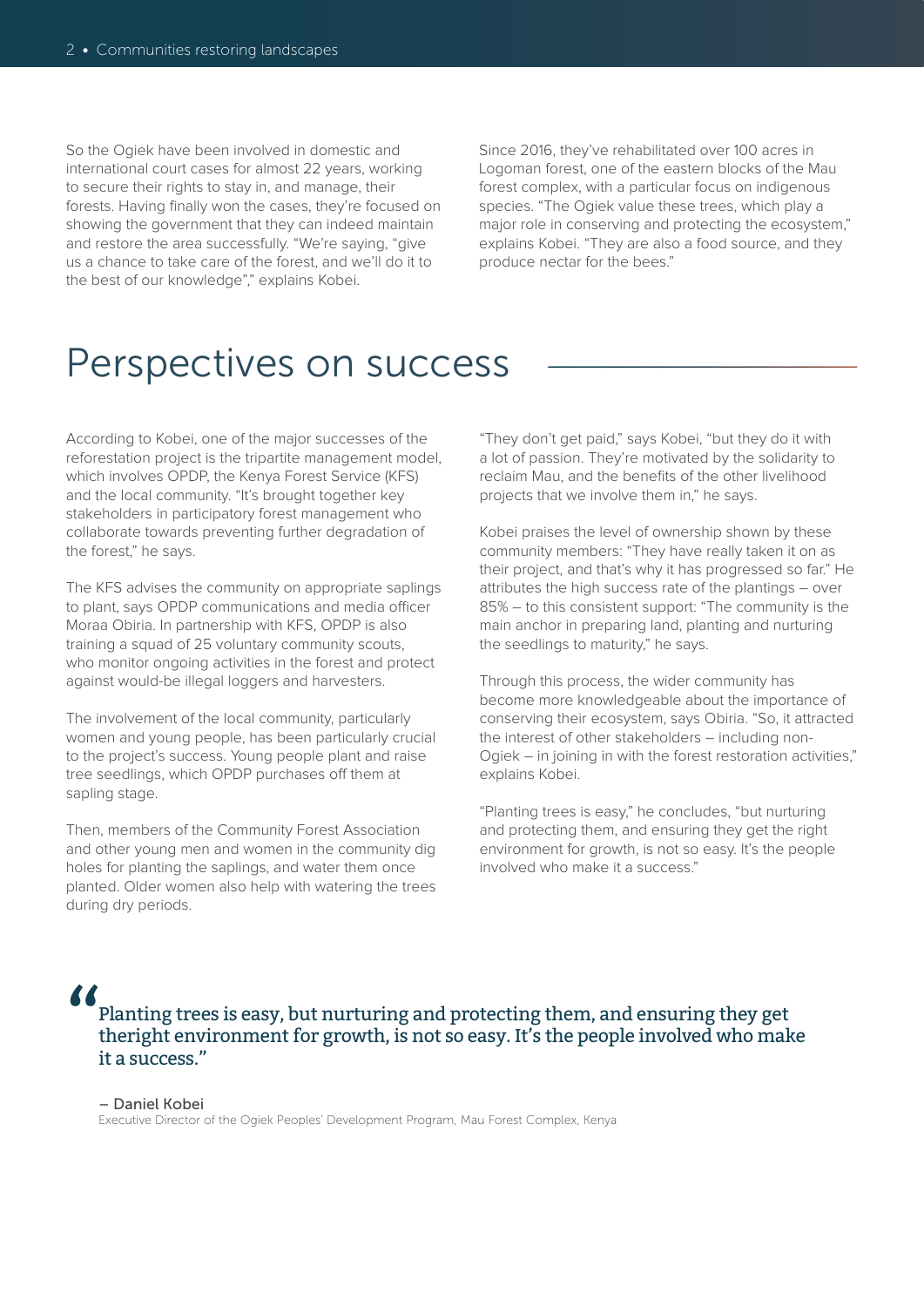So the Ogiek have been involved in domestic and international court cases for almost 22 years, working to secure their rights to stay in, and manage, their forests. Having finally won the cases, they're focused on showing the government that they can indeed maintain and restore the area successfully. "We're saying, "give us a chance to take care of the forest, and we'll do it to the best of our knowledge"," explains Kobei.

Since 2016, they've rehabilitated over 100 acres in Logoman forest, one of the eastern blocks of the Mau forest complex, with a particular focus on indigenous species. "The Ogiek value these trees, which play a major role in conserving and protecting the ecosystem," explains Kobei. "They are also a food source, and they produce nectar for the bees."

## Perspectives on success

According to Kobei, one of the major successes of the reforestation project is the tripartite management model, which involves OPDP, the Kenya Forest Service (KFS) and the local community. "It's brought together key stakeholders in participatory forest management who collaborate towards preventing further degradation of the forest," he says.

The KFS advises the community on appropriate saplings to plant, says OPDP communications and media officer Moraa Obiria. In partnership with KFS, OPDP is also training a squad of 25 voluntary community scouts, who monitor ongoing activities in the forest and protect against would-be illegal loggers and harvesters.

The involvement of the local community, particularly women and young people, has been particularly crucial to the project's success. Young people plant and raise tree seedlings, which OPDP purchases off them at sapling stage.

Then, members of the Community Forest Association and other young men and women in the community dig holes for planting the saplings, and water them once planted. Older women also help with watering the trees during dry periods.

"They don't get paid," says Kobei, "but they do it with a lot of passion. They're motivated by the solidarity to reclaim Mau, and the benefits of the other livelihood projects that we involve them in," he says.

Kobei praises the level of ownership shown by these community members: "They have really taken it on as their project, and that's why it has progressed so far." He attributes the high success rate of the plantings – over 85% – to this consistent support: "The community is the main anchor in preparing land, planting and nurturing the seedlings to maturity," he says.

Through this process, the wider community has become more knowledgeable about the importance of conserving their ecosystem, says Obiria. "So, it attracted the interest of other stakeholders – including non-Ogiek – in joining in with the forest restoration activities," explains Kobei.

"Planting trees is easy," he concludes, "but nurturing and protecting them, and ensuring they get the right environment for growth, is not so easy. It's the people involved who make it a success."

> "Planting trees is easy, but nurturing and protecting them, and ensuring they get theright environment for growth, is not so easy. It's the people involved who make it a success."
>
> – Daniel Kobei
> Executive Director of the Ogiek Peoples' Development Program, Mau Forest Complex, Kenya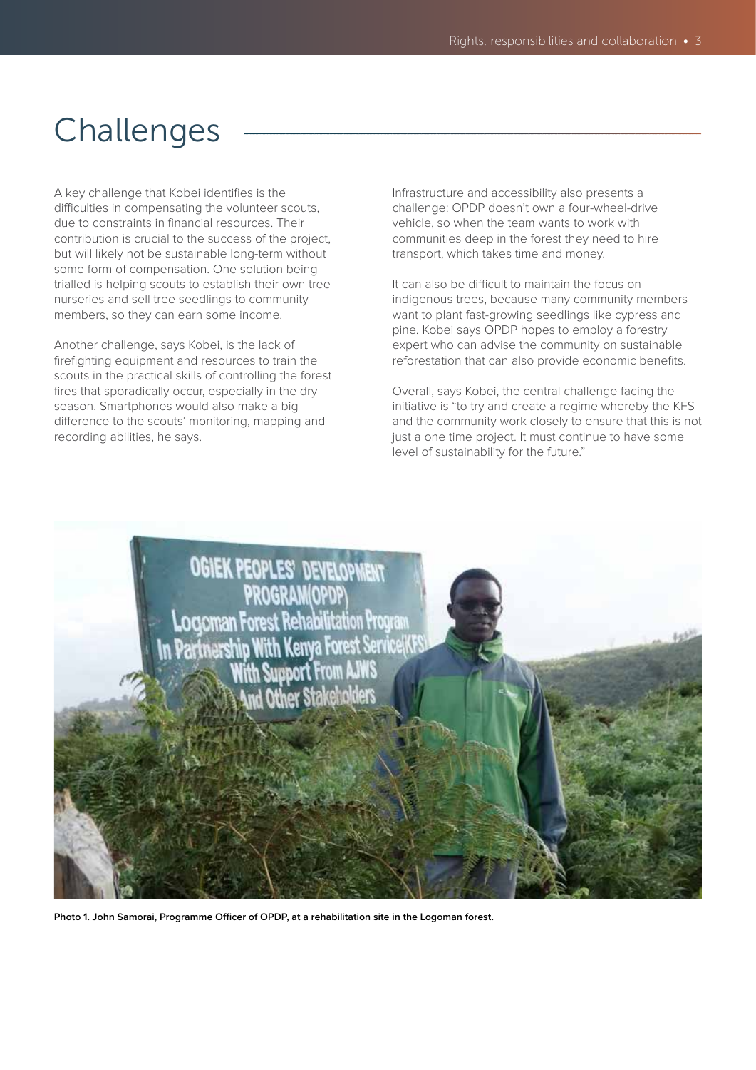# Challenges

A key challenge that Kobei identifies is the difficulties in compensating the volunteer scouts, due to constraints in financial resources. Their contribution is crucial to the success of the project, but will likely not be sustainable long-term without some form of compensation. One solution being trialled is helping scouts to establish their own tree nurseries and sell tree seedlings to community members, so they can earn some income.

Another challenge, says Kobei, is the lack of firefighting equipment and resources to train the scouts in the practical skills of controlling the forest fires that sporadically occur, especially in the dry season. Smartphones would also make a big difference to the scouts' monitoring, mapping and recording abilities, he says.

Infrastructure and accessibility also presents a challenge: OPDP doesn't own a four-wheel-drive vehicle, so when the team wants to work with communities deep in the forest they need to hire transport, which takes time and money.

It can also be difficult to maintain the focus on indigenous trees, because many community members want to plant fast-growing seedlings like cypress and pine. Kobei says OPDP hopes to employ a forestry expert who can advise the community on sustainable reforestation that can also provide economic benefits.

Overall, says Kobei, the central challenge facing the initiative is "to try and create a regime whereby the KFS and the community work closely to ensure that this is not just a one time project. It must continue to have some level of sustainability for the future."

**Photo 1. John Samorai, Programme Officer of OPDP, at a rehabilitation site in the Logoman forest.**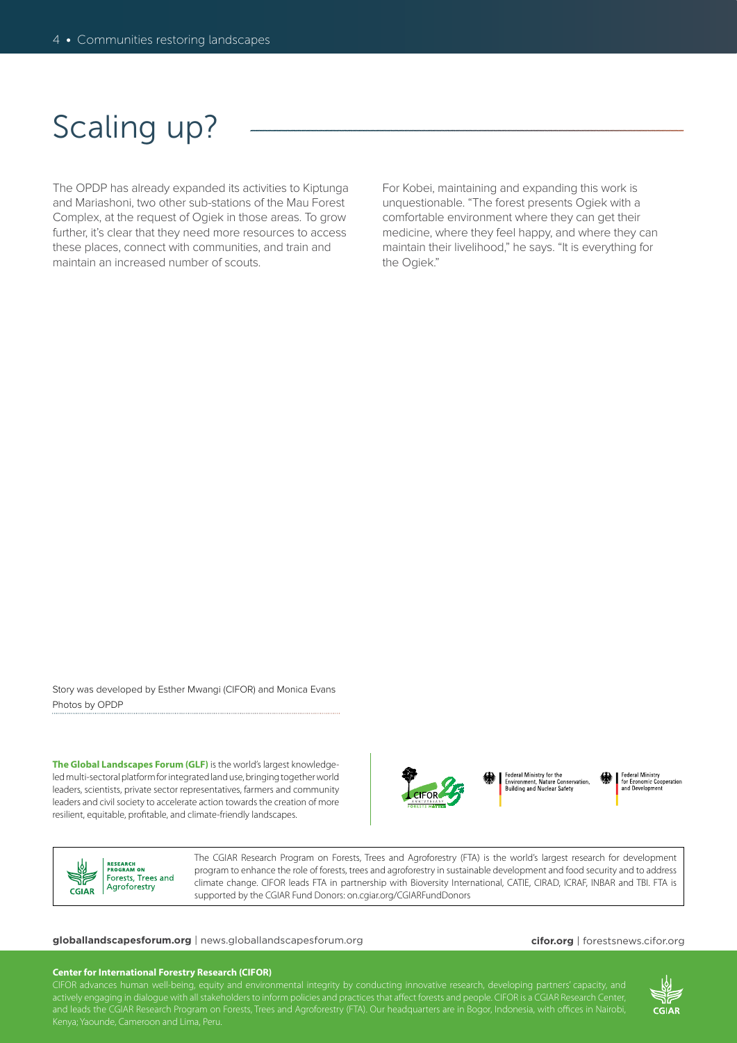# Scaling up?

The OPDP has already expanded its activities to Kiptunga and Mariashoni, two other sub-stations of the Mau Forest Complex, at the request of Ogiek in those areas. To grow further, it's clear that they need more resources to access these places, connect with communities, and train and maintain an increased number of scouts.

For Kobei, maintaining and expanding this work is unquestionable. "The forest presents Ogiek with a comfortable environment where they can get their medicine, where they feel happy, and where they can maintain their livelihood," he says. "It is everything for the Ogiek."

Story was developed by Esther Mwangi (CIFOR) and Monica Evans
Photos by OPDP

**The Global Landscapes Forum (GLF)** is the world's largest knowledge-led multi-sectoral platform for integrated land use, bringing together world leaders, scientists, private sector representatives, farmers and community leaders and civil society to accelerate action towards the creation of more resilient, equitable, profitable, and climate-friendly landscapes.

CIFOR 25 Anniversary – Forests Matter

Federal Ministry for the Environment, Nature Conservation, Building and Nuclear Safety

Federal Ministry for Economic Cooperation and Development

RESEARCH PROGRAM ON Forests, Trees and Agroforestry – CGIAR

The CGIAR Research Program on Forests, Trees and Agroforestry (FTA) is the world's largest research for development program to enhance the role of forests, trees and agroforestry in sustainable development and food security and to address climate change. CIFOR leads FTA in partnership with Bioversity International, CATIE, CIRAD, ICRAF, INBAR and TBI. FTA is supported by the CGIAR Fund Donors: on.cgiar.org/CGIARFundDonors

**globallandscapesforum.org** | news.globallandscapesforum.org

**cifor.org** | forestsnews.cifor.org

**Center for International Forestry Research (CIFOR)**

CIFOR advances human well-being, equity and environmental integrity by conducting innovative research, developing partners' capacity, and actively engaging in dialogue with all stakeholders to inform policies and practices that affect forests and people. CIFOR is a CGIAR Research Center, and leads the CGIAR Research Program on Forests, Trees and Agroforestry (FTA). Our headquarters are in Bogor, Indonesia, with offices in Nairobi, Kenya; Yaounde, Cameroon and Lima, Peru.

CGIAR